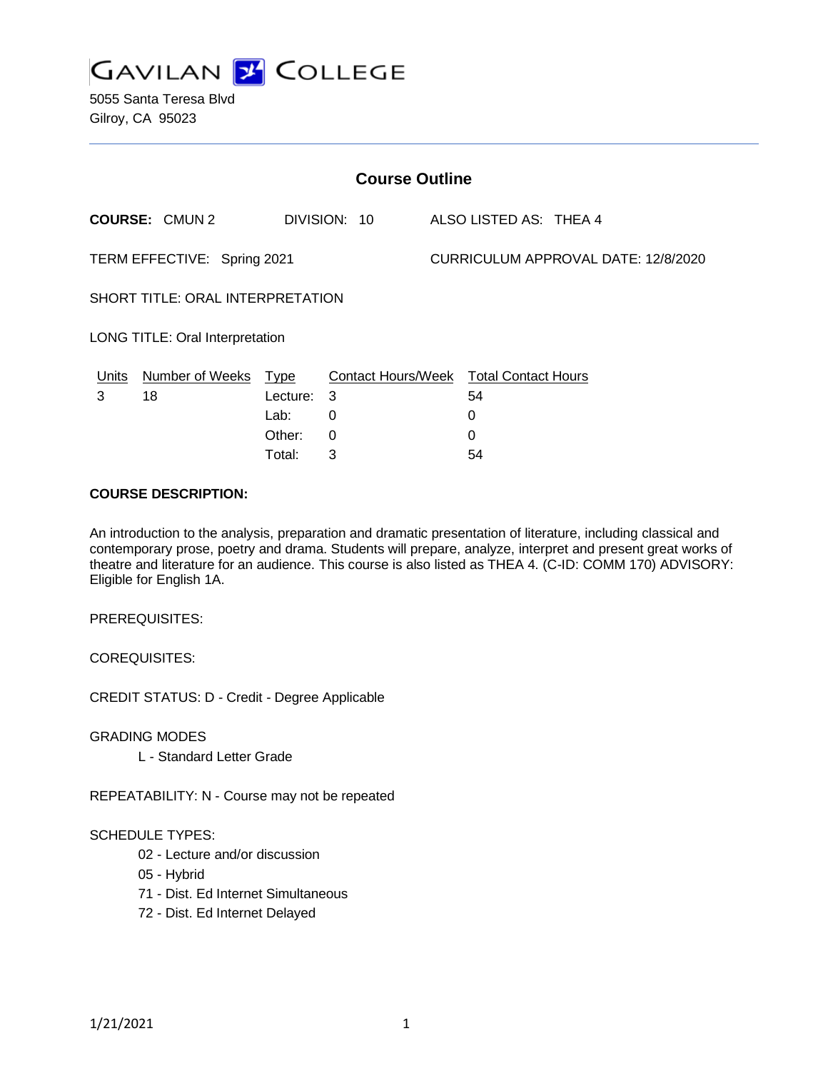# GAVILAN COLLEGE

5055 Santa Teresa Blvd
Gilroy, CA 95023

## Course Outline

**COURSE:** CMUN 2 DIVISION: 10 ALSO LISTED AS: THEA 4

TERM EFFECTIVE: Spring 2021 CURRICULUM APPROVAL DATE: 12/8/2020

SHORT TITLE: ORAL INTERPRETATION

LONG TITLE: Oral Interpretation

| Units | Number of Weeks | Type | Contact Hours/Week | Total Contact Hours |
|---|---|---|---|---|
| 3 | 18 | Lecture: | 3 | 54 |
| | | Lab: | 0 | 0 |
| | | Other: | 0 | 0 |
| | | Total: | 3 | 54 |

**COURSE DESCRIPTION:**

An introduction to the analysis, preparation and dramatic presentation of literature, including classical and contemporary prose, poetry and drama. Students will prepare, analyze, interpret and present great works of theatre and literature for an audience. This course is also listed as THEA 4. (C-ID: COMM 170) ADVISORY: Eligible for English 1A.

PREREQUISITES:

COREQUISITES:

CREDIT STATUS: D - Credit - Degree Applicable

GRADING MODES

- L - Standard Letter Grade

REPEATABILITY: N - Course may not be repeated

SCHEDULE TYPES:

- 02 - Lecture and/or discussion
- 05 - Hybrid
- 71 - Dist. Ed Internet Simultaneous
- 72 - Dist. Ed Internet Delayed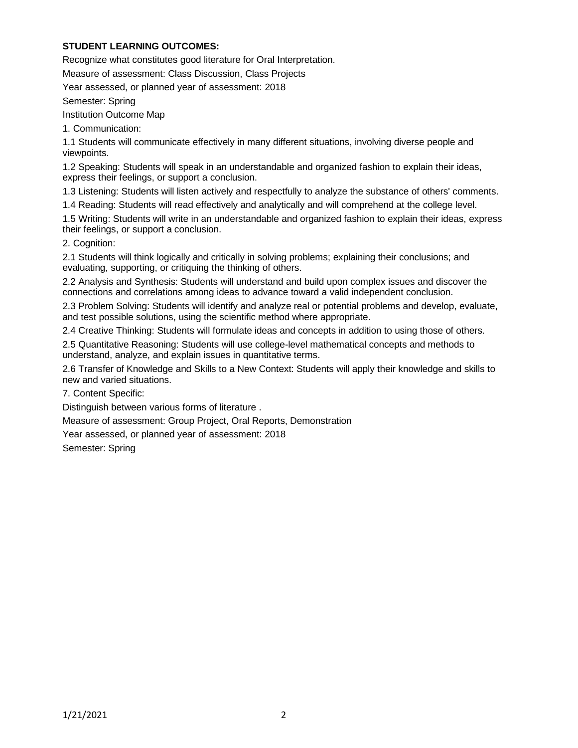**STUDENT LEARNING OUTCOMES:**

Recognize what constitutes good literature for Oral Interpretation.

Measure of assessment: Class Discussion, Class Projects

Year assessed, or planned year of assessment: 2018

Semester: Spring

Institution Outcome Map

1. Communication:

1.1 Students will communicate effectively in many different situations, involving diverse people and viewpoints.

1.2 Speaking: Students will speak in an understandable and organized fashion to explain their ideas, express their feelings, or support a conclusion.

1.3 Listening: Students will listen actively and respectfully to analyze the substance of others' comments.

1.4 Reading: Students will read effectively and analytically and will comprehend at the college level.

1.5 Writing: Students will write in an understandable and organized fashion to explain their ideas, express their feelings, or support a conclusion.

2. Cognition:

2.1 Students will think logically and critically in solving problems; explaining their conclusions; and evaluating, supporting, or critiquing the thinking of others.

2.2 Analysis and Synthesis: Students will understand and build upon complex issues and discover the connections and correlations among ideas to advance toward a valid independent conclusion.

2.3 Problem Solving: Students will identify and analyze real or potential problems and develop, evaluate, and test possible solutions, using the scientific method where appropriate.

2.4 Creative Thinking: Students will formulate ideas and concepts in addition to using those of others.

2.5 Quantitative Reasoning: Students will use college-level mathematical concepts and methods to understand, analyze, and explain issues in quantitative terms.

2.6 Transfer of Knowledge and Skills to a New Context: Students will apply their knowledge and skills to new and varied situations.

7. Content Specific:

Distinguish between various forms of literature .

Measure of assessment: Group Project, Oral Reports, Demonstration

Year assessed, or planned year of assessment: 2018

Semester: Spring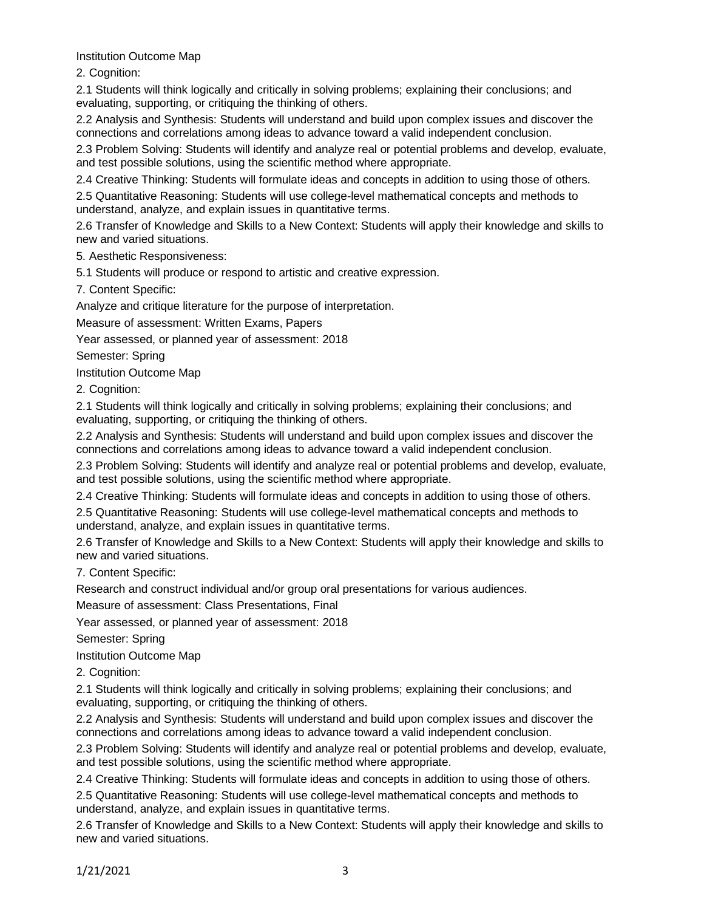Institution Outcome Map

2. Cognition:

2.1 Students will think logically and critically in solving problems; explaining their conclusions; and evaluating, supporting, or critiquing the thinking of others.

2.2 Analysis and Synthesis: Students will understand and build upon complex issues and discover the connections and correlations among ideas to advance toward a valid independent conclusion.

2.3 Problem Solving: Students will identify and analyze real or potential problems and develop, evaluate, and test possible solutions, using the scientific method where appropriate.

2.4 Creative Thinking: Students will formulate ideas and concepts in addition to using those of others.

2.5 Quantitative Reasoning: Students will use college-level mathematical concepts and methods to understand, analyze, and explain issues in quantitative terms.

2.6 Transfer of Knowledge and Skills to a New Context: Students will apply their knowledge and skills to new and varied situations.

5. Aesthetic Responsiveness:

5.1 Students will produce or respond to artistic and creative expression.

7. Content Specific:

Analyze and critique literature for the purpose of interpretation.

Measure of assessment: Written Exams, Papers

Year assessed, or planned year of assessment: 2018

Semester: Spring

Institution Outcome Map

2. Cognition:

2.1 Students will think logically and critically in solving problems; explaining their conclusions; and evaluating, supporting, or critiquing the thinking of others.

2.2 Analysis and Synthesis: Students will understand and build upon complex issues and discover the connections and correlations among ideas to advance toward a valid independent conclusion.

2.3 Problem Solving: Students will identify and analyze real or potential problems and develop, evaluate, and test possible solutions, using the scientific method where appropriate.

2.4 Creative Thinking: Students will formulate ideas and concepts in addition to using those of others.

2.5 Quantitative Reasoning: Students will use college-level mathematical concepts and methods to understand, analyze, and explain issues in quantitative terms.

2.6 Transfer of Knowledge and Skills to a New Context: Students will apply their knowledge and skills to new and varied situations.

7. Content Specific:

Research and construct individual and/or group oral presentations for various audiences.

Measure of assessment: Class Presentations, Final

Year assessed, or planned year of assessment: 2018

Semester: Spring

Institution Outcome Map

2. Cognition:

2.1 Students will think logically and critically in solving problems; explaining their conclusions; and evaluating, supporting, or critiquing the thinking of others.

2.2 Analysis and Synthesis: Students will understand and build upon complex issues and discover the connections and correlations among ideas to advance toward a valid independent conclusion.

2.3 Problem Solving: Students will identify and analyze real or potential problems and develop, evaluate, and test possible solutions, using the scientific method where appropriate.

2.4 Creative Thinking: Students will formulate ideas and concepts in addition to using those of others.

2.5 Quantitative Reasoning: Students will use college-level mathematical concepts and methods to understand, analyze, and explain issues in quantitative terms.

2.6 Transfer of Knowledge and Skills to a New Context: Students will apply their knowledge and skills to new and varied situations.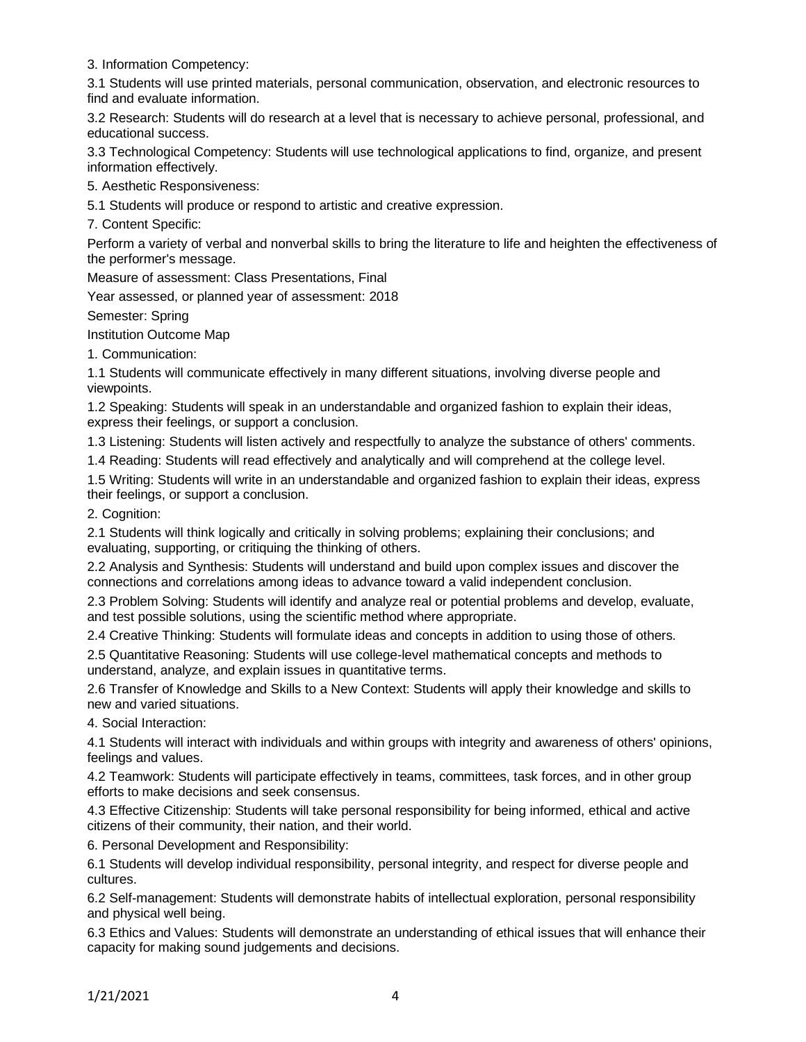3. Information Competency:

3.1 Students will use printed materials, personal communication, observation, and electronic resources to find and evaluate information.

3.2 Research: Students will do research at a level that is necessary to achieve personal, professional, and educational success.

3.3 Technological Competency: Students will use technological applications to find, organize, and present information effectively.

5. Aesthetic Responsiveness:

5.1 Students will produce or respond to artistic and creative expression.

7. Content Specific:

Perform a variety of verbal and nonverbal skills to bring the literature to life and heighten the effectiveness of the performer's message.

Measure of assessment: Class Presentations, Final

Year assessed, or planned year of assessment: 2018

Semester: Spring

Institution Outcome Map

1. Communication:

1.1 Students will communicate effectively in many different situations, involving diverse people and viewpoints.

1.2 Speaking: Students will speak in an understandable and organized fashion to explain their ideas, express their feelings, or support a conclusion.

1.3 Listening: Students will listen actively and respectfully to analyze the substance of others' comments.

1.4 Reading: Students will read effectively and analytically and will comprehend at the college level.

1.5 Writing: Students will write in an understandable and organized fashion to explain their ideas, express their feelings, or support a conclusion.

2. Cognition:

2.1 Students will think logically and critically in solving problems; explaining their conclusions; and evaluating, supporting, or critiquing the thinking of others.

2.2 Analysis and Synthesis: Students will understand and build upon complex issues and discover the connections and correlations among ideas to advance toward a valid independent conclusion.

2.3 Problem Solving: Students will identify and analyze real or potential problems and develop, evaluate, and test possible solutions, using the scientific method where appropriate.

2.4 Creative Thinking: Students will formulate ideas and concepts in addition to using those of others.

2.5 Quantitative Reasoning: Students will use college-level mathematical concepts and methods to understand, analyze, and explain issues in quantitative terms.

2.6 Transfer of Knowledge and Skills to a New Context: Students will apply their knowledge and skills to new and varied situations.

4. Social Interaction:

4.1 Students will interact with individuals and within groups with integrity and awareness of others' opinions, feelings and values.

4.2 Teamwork: Students will participate effectively in teams, committees, task forces, and in other group efforts to make decisions and seek consensus.

4.3 Effective Citizenship: Students will take personal responsibility for being informed, ethical and active citizens of their community, their nation, and their world.

6. Personal Development and Responsibility:

6.1 Students will develop individual responsibility, personal integrity, and respect for diverse people and cultures.

6.2 Self-management: Students will demonstrate habits of intellectual exploration, personal responsibility and physical well being.

6.3 Ethics and Values: Students will demonstrate an understanding of ethical issues that will enhance their capacity for making sound judgements and decisions.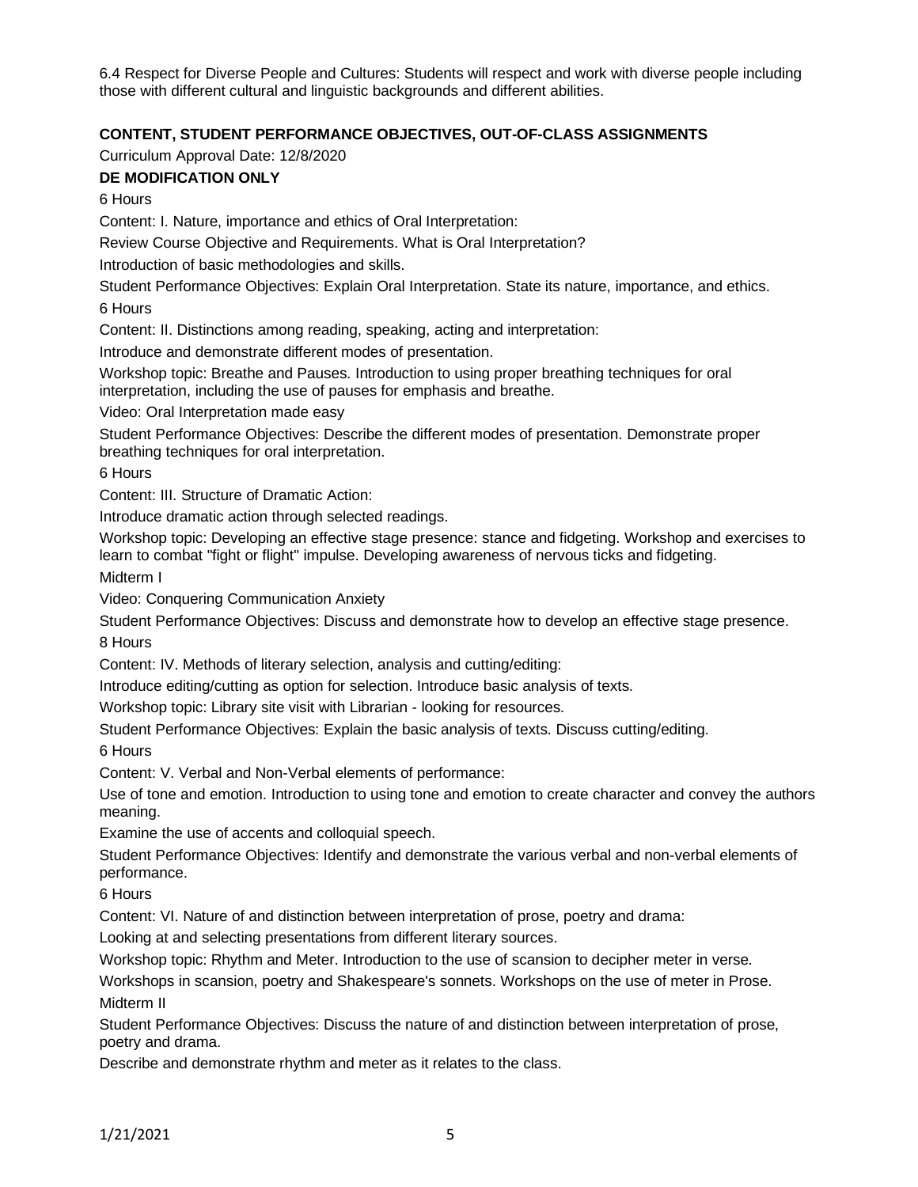6.4 Respect for Diverse People and Cultures: Students will respect and work with diverse people including those with different cultural and linguistic backgrounds and different abilities.

**CONTENT, STUDENT PERFORMANCE OBJECTIVES, OUT-OF-CLASS ASSIGNMENTS**

Curriculum Approval Date: 12/8/2020

**DE MODIFICATION ONLY**

6 Hours

Content: I. Nature, importance and ethics of Oral Interpretation:

Review Course Objective and Requirements. What is Oral Interpretation?

Introduction of basic methodologies and skills.

Student Performance Objectives: Explain Oral Interpretation. State its nature, importance, and ethics.

6 Hours

Content: II. Distinctions among reading, speaking, acting and interpretation:

Introduce and demonstrate different modes of presentation.

Workshop topic: Breathe and Pauses. Introduction to using proper breathing techniques for oral interpretation, including the use of pauses for emphasis and breathe.

Video: Oral Interpretation made easy

Student Performance Objectives: Describe the different modes of presentation. Demonstrate proper breathing techniques for oral interpretation.

6 Hours

Content: III. Structure of Dramatic Action:

Introduce dramatic action through selected readings.

Workshop topic: Developing an effective stage presence: stance and fidgeting. Workshop and exercises to learn to combat "fight or flight" impulse. Developing awareness of nervous ticks and fidgeting.

Midterm I

Video: Conquering Communication Anxiety

Student Performance Objectives: Discuss and demonstrate how to develop an effective stage presence.

8 Hours

Content: IV. Methods of literary selection, analysis and cutting/editing:

Introduce editing/cutting as option for selection. Introduce basic analysis of texts.

Workshop topic: Library site visit with Librarian - looking for resources.

Student Performance Objectives: Explain the basic analysis of texts. Discuss cutting/editing.

6 Hours

Content: V. Verbal and Non-Verbal elements of performance:

Use of tone and emotion. Introduction to using tone and emotion to create character and convey the authors meaning.

Examine the use of accents and colloquial speech.

Student Performance Objectives: Identify and demonstrate the various verbal and non-verbal elements of performance.

6 Hours

Content: VI. Nature of and distinction between interpretation of prose, poetry and drama:

Looking at and selecting presentations from different literary sources.

Workshop topic: Rhythm and Meter. Introduction to the use of scansion to decipher meter in verse.

Workshops in scansion, poetry and Shakespeare's sonnets. Workshops on the use of meter in Prose.

Midterm II

Student Performance Objectives: Discuss the nature of and distinction between interpretation of prose, poetry and drama.

Describe and demonstrate rhythm and meter as it relates to the class.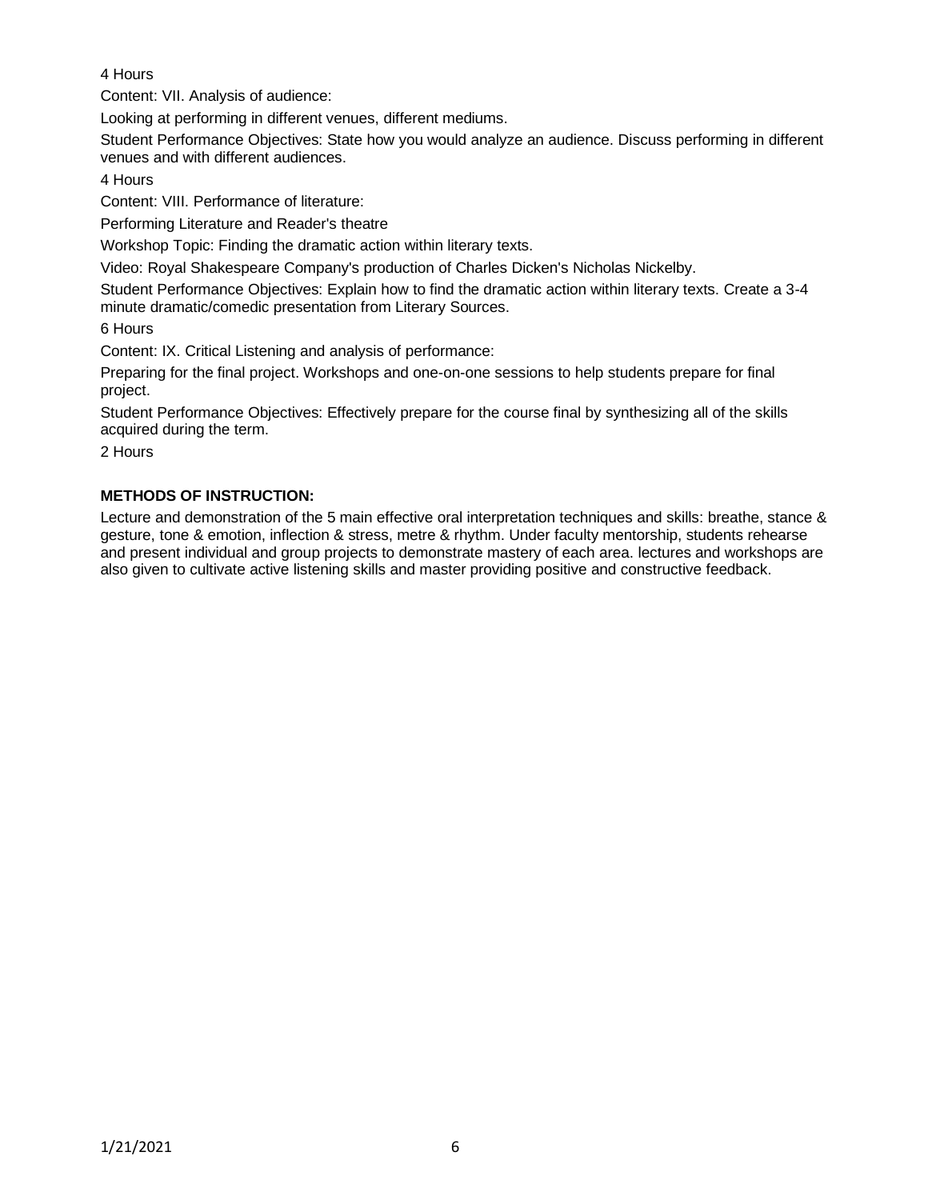4 Hours

Content: VII. Analysis of audience:

Looking at performing in different venues, different mediums.

Student Performance Objectives: State how you would analyze an audience. Discuss performing in different venues and with different audiences.

4 Hours

Content: VIII. Performance of literature:

Performing Literature and Reader's theatre

Workshop Topic: Finding the dramatic action within literary texts.

Video: Royal Shakespeare Company's production of Charles Dicken's Nicholas Nickelby.

Student Performance Objectives: Explain how to find the dramatic action within literary texts. Create a 3-4 minute dramatic/comedic presentation from Literary Sources.

6 Hours

Content: IX. Critical Listening and analysis of performance:

Preparing for the final project. Workshops and one-on-one sessions to help students prepare for final project.

Student Performance Objectives: Effectively prepare for the course final by synthesizing all of the skills acquired during the term.

2 Hours

**METHODS OF INSTRUCTION:**

Lecture and demonstration of the 5 main effective oral interpretation techniques and skills: breathe, stance & gesture, tone & emotion, inflection & stress, metre & rhythm. Under faculty mentorship, students rehearse and present individual and group projects to demonstrate mastery of each area. lectures and workshops are also given to cultivate active listening skills and master providing positive and constructive feedback.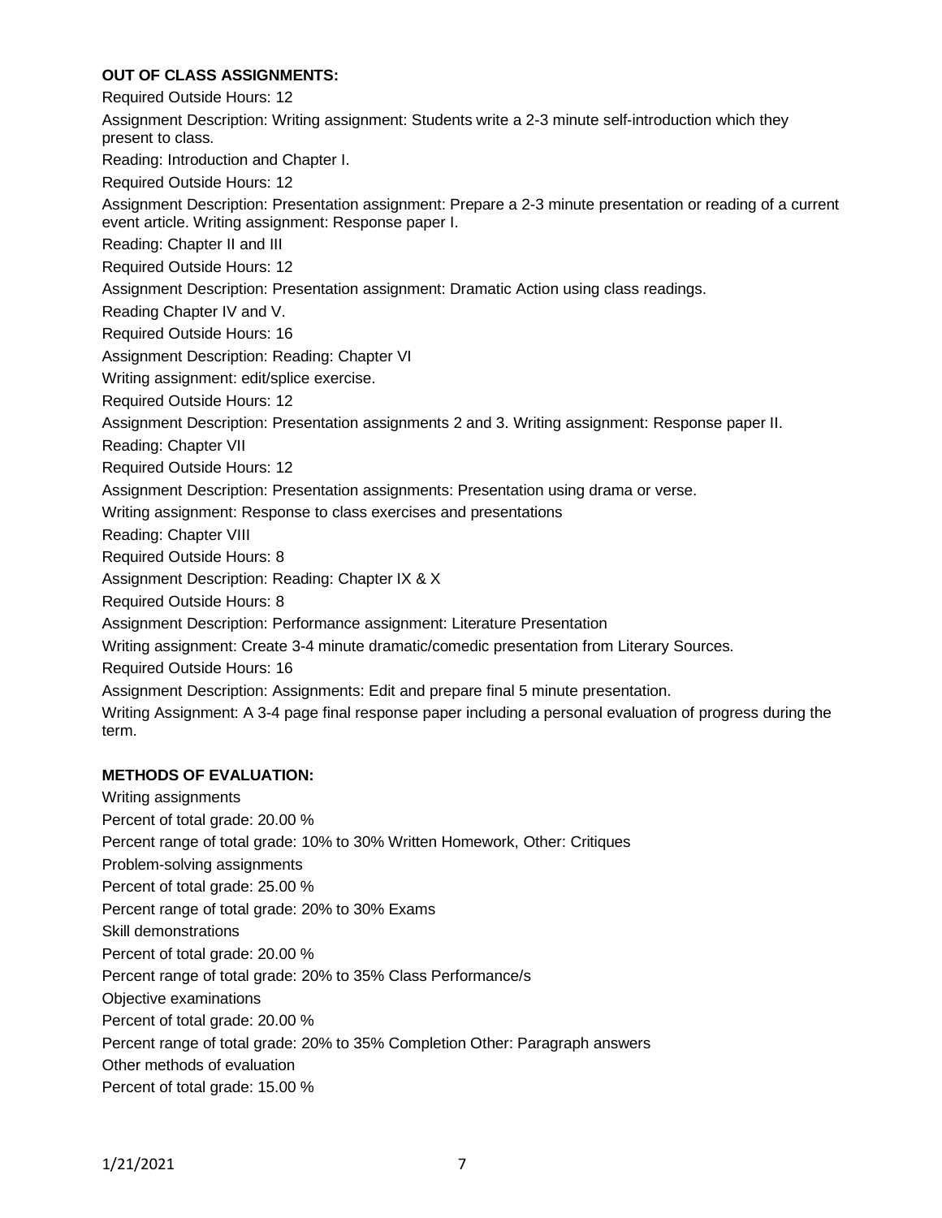**OUT OF CLASS ASSIGNMENTS:**

Required Outside Hours: 12

Assignment Description: Writing assignment: Students write a 2-3 minute self-introduction which they present to class.

Reading: Introduction and Chapter I.

Required Outside Hours: 12

Assignment Description: Presentation assignment: Prepare a 2-3 minute presentation or reading of a current event article. Writing assignment: Response paper I.

Reading: Chapter II and III

Required Outside Hours: 12

Assignment Description: Presentation assignment: Dramatic Action using class readings.

Reading Chapter IV and V.

Required Outside Hours: 16

Assignment Description: Reading: Chapter VI

Writing assignment: edit/splice exercise.

Required Outside Hours: 12

Assignment Description: Presentation assignments 2 and 3. Writing assignment: Response paper II.

Reading: Chapter VII

Required Outside Hours: 12

Assignment Description: Presentation assignments: Presentation using drama or verse.

Writing assignment: Response to class exercises and presentations

Reading: Chapter VIII

Required Outside Hours: 8

Assignment Description: Reading: Chapter IX & X

Required Outside Hours: 8

Assignment Description: Performance assignment: Literature Presentation

Writing assignment: Create 3-4 minute dramatic/comedic presentation from Literary Sources.

Required Outside Hours: 16

Assignment Description: Assignments: Edit and prepare final 5 minute presentation.

Writing Assignment: A 3-4 page final response paper including a personal evaluation of progress during the term.

**METHODS OF EVALUATION:**

Writing assignments

Percent of total grade: 20.00 %

Percent range of total grade: 10% to 30% Written Homework, Other: Critiques

Problem-solving assignments

Percent of total grade: 25.00 %

Percent range of total grade: 20% to 30% Exams

Skill demonstrations

Percent of total grade: 20.00 %

Percent range of total grade: 20% to 35% Class Performance/s

Objective examinations

Percent of total grade: 20.00 %

Percent range of total grade: 20% to 35% Completion Other: Paragraph answers

Other methods of evaluation

Percent of total grade: 15.00 %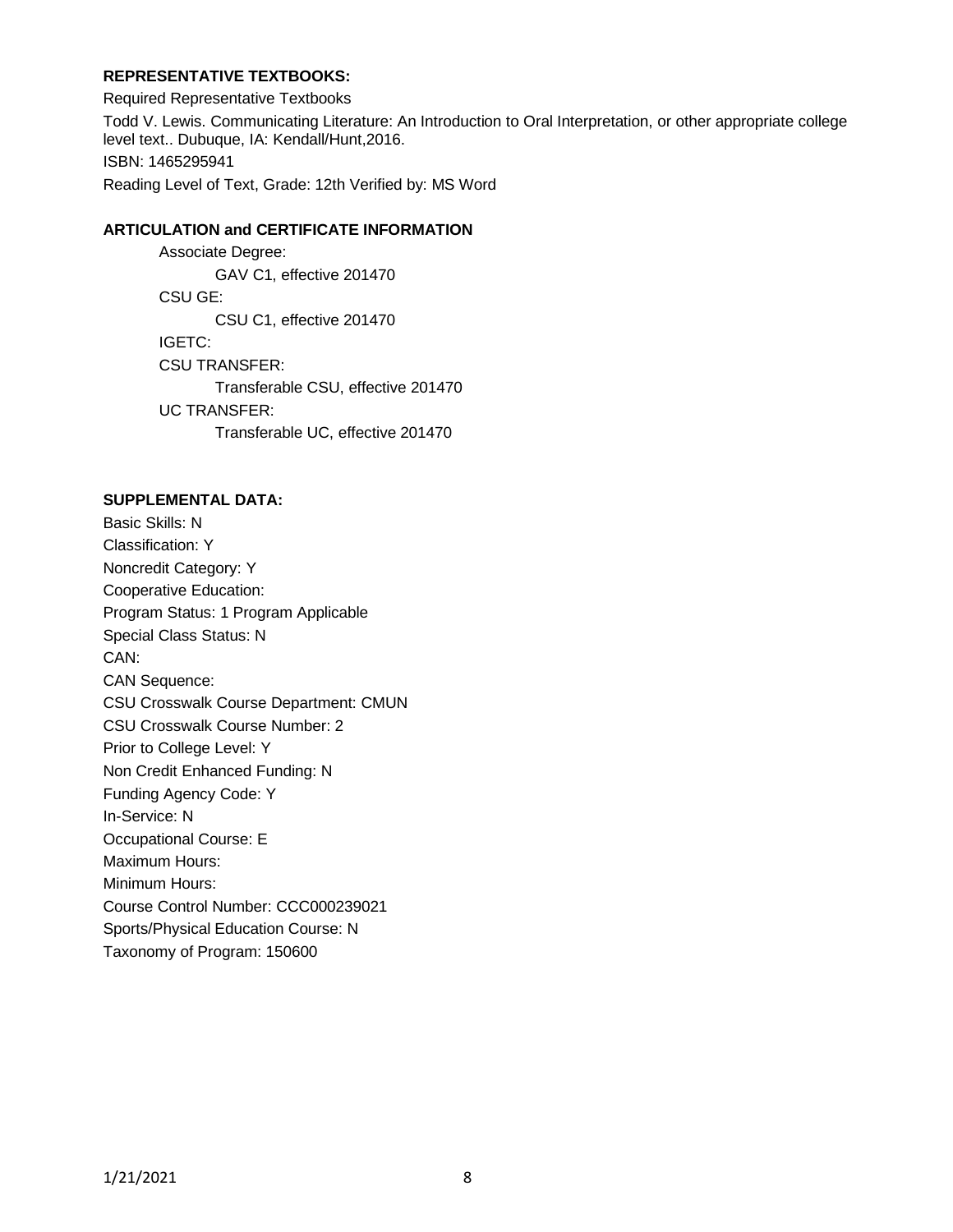**REPRESENTATIVE TEXTBOOKS:**

Required Representative Textbooks

Todd V. Lewis. Communicating Literature: An Introduction to Oral Interpretation, or other appropriate college level text.. Dubuque, IA: Kendall/Hunt,2016.

ISBN: 1465295941

Reading Level of Text, Grade: 12th Verified by: MS Word

**ARTICULATION and CERTIFICATE INFORMATION**

Associate Degree:
    GAV C1, effective 201470

CSU GE:
    CSU C1, effective 201470

IGETC:

CSU TRANSFER:
    Transferable CSU, effective 201470

UC TRANSFER:
    Transferable UC, effective 201470

**SUPPLEMENTAL DATA:**

Basic Skills: N
Classification: Y
Noncredit Category: Y
Cooperative Education:
Program Status: 1 Program Applicable
Special Class Status: N
CAN:
CAN Sequence:
CSU Crosswalk Course Department: CMUN
CSU Crosswalk Course Number: 2
Prior to College Level: Y
Non Credit Enhanced Funding: N
Funding Agency Code: Y
In-Service: N
Occupational Course: E
Maximum Hours:
Minimum Hours:
Course Control Number: CCC000239021
Sports/Physical Education Course: N
Taxonomy of Program: 150600